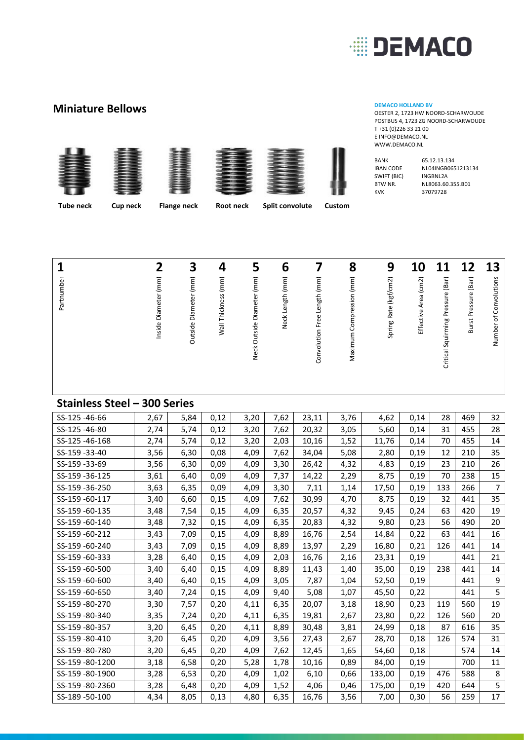DEMACO

## Miniature Bellows

**DEMACO HOLLAND BV**
OESTER 2, 1723 HW NOORD-SCHARWOUDE
POSTBUS 4, 1723 ZG NOORD-SCHARWOUDE
T +31 (0)226 33 21 00
E INFO@DEMACO.NL
WWW.DEMACO.NL

| | |
|---|---|
| BANK | 65.12.13.134 |
| IBAN CODE | NL04INGB0651213134 |
| SWIFT (BIC) | INGBNL2A |
| BTW NR. | NL8063.60.355.B01 |
| KVK | 37079728 |

Tube neck | Cup neck | Flange neck | Root neck | Split convolute | Custom

| 1 | 2 | 3 | 4 | 5 | 6 | 7 | 8 | 9 | 10 | 11 | 12 | 13 |
|---|---|---|---|---|---|---|---|---|---|---|---|---|
| Partnumber | Inside Diameter (mm) | Outside Diameter (mm) | Wall Thickness (mm) | Neck Outside Diameter (mm) | Neck Length (mm) | Convolution Free Length (mm) | Maximum Compression (mm) | Spring Rate (kgf/cm2) | Effective Area (cm2) | Critical Squirming Pressure (Bar) | Burst Pressure (Bar) | Number of Convolutions |
| **Stainless Steel – 300 Series** | | | | | | | | | | | | |
| SS-125 -46-66 | 2,67 | 5,84 | 0,12 | 3,20 | 7,62 | 23,11 | 3,76 | 4,62 | 0,14 | 28 | 469 | 32 |
| SS-125 -46-80 | 2,74 | 5,74 | 0,12 | 3,20 | 7,62 | 20,32 | 3,05 | 5,60 | 0,14 | 31 | 455 | 28 |
| SS-125 -46-168 | 2,74 | 5,74 | 0,12 | 3,20 | 2,03 | 10,16 | 1,52 | 11,76 | 0,14 | 70 | 455 | 14 |
| SS-159 -33-40 | 3,56 | 6,30 | 0,08 | 4,09 | 7,62 | 34,04 | 5,08 | 2,80 | 0,19 | 12 | 210 | 35 |
| SS-159 -33-69 | 3,56 | 6,30 | 0,09 | 4,09 | 3,30 | 26,42 | 4,32 | 4,83 | 0,19 | 23 | 210 | 26 |
| SS-159 -36-125 | 3,61 | 6,40 | 0,09 | 4,09 | 7,37 | 14,22 | 2,29 | 8,75 | 0,19 | 70 | 238 | 15 |
| SS-159 -36-250 | 3,63 | 6,35 | 0,09 | 4,09 | 3,30 | 7,11 | 1,14 | 17,50 | 0,19 | 133 | 266 | 7 |
| SS-159 -60-117 | 3,40 | 6,60 | 0,15 | 4,09 | 7,62 | 30,99 | 4,70 | 8,75 | 0,19 | 32 | 441 | 35 |
| SS-159 -60-135 | 3,48 | 7,54 | 0,15 | 4,09 | 6,35 | 20,57 | 4,32 | 9,45 | 0,24 | 63 | 420 | 19 |
| SS-159 -60-140 | 3,48 | 7,32 | 0,15 | 4,09 | 6,35 | 20,83 | 4,32 | 9,80 | 0,23 | 56 | 490 | 20 |
| SS-159 -60-212 | 3,43 | 7,09 | 0,15 | 4,09 | 8,89 | 16,76 | 2,54 | 14,84 | 0,22 | 63 | 441 | 16 |
| SS-159 -60-240 | 3,43 | 7,09 | 0,15 | 4,09 | 8,89 | 13,97 | 2,29 | 16,80 | 0,21 | 126 | 441 | 14 |
| SS-159 -60-333 | 3,28 | 6,40 | 0,15 | 4,09 | 2,03 | 16,76 | 2,16 | 23,31 | 0,19 | | 441 | 21 |
| SS-159 -60-500 | 3,40 | 6,40 | 0,15 | 4,09 | 8,89 | 11,43 | 1,40 | 35,00 | 0,19 | 238 | 441 | 14 |
| SS-159 -60-600 | 3,40 | 6,40 | 0,15 | 4,09 | 3,05 | 7,87 | 1,04 | 52,50 | 0,19 | | 441 | 9 |
| SS-159 -60-650 | 3,40 | 7,24 | 0,15 | 4,09 | 9,40 | 5,08 | 1,07 | 45,50 | 0,22 | | 441 | 5 |
| SS-159 -80-270 | 3,30 | 7,57 | 0,20 | 4,11 | 6,35 | 20,07 | 3,18 | 18,90 | 0,23 | 119 | 560 | 19 |
| SS-159 -80-340 | 3,35 | 7,24 | 0,20 | 4,11 | 6,35 | 19,81 | 2,67 | 23,80 | 0,22 | 126 | 560 | 20 |
| SS-159 -80-357 | 3,20 | 6,45 | 0,20 | 4,11 | 8,89 | 30,48 | 3,81 | 24,99 | 0,18 | 87 | 616 | 35 |
| SS-159 -80-410 | 3,20 | 6,45 | 0,20 | 4,09 | 3,56 | 27,43 | 2,67 | 28,70 | 0,18 | 126 | 574 | 31 |
| SS-159 -80-780 | 3,20 | 6,45 | 0,20 | 4,09 | 7,62 | 12,45 | 1,65 | 54,60 | 0,18 | | 574 | 14 |
| SS-159 -80-1200 | 3,18 | 6,58 | 0,20 | 5,28 | 1,78 | 10,16 | 0,89 | 84,00 | 0,19 | | 700 | 11 |
| SS-159 -80-1900 | 3,28 | 6,53 | 0,20 | 4,09 | 1,02 | 6,10 | 0,66 | 133,00 | 0,19 | 476 | 588 | 8 |
| SS-159 -80-2360 | 3,28 | 6,48 | 0,20 | 4,09 | 1,52 | 4,06 | 0,46 | 175,00 | 0,19 | 420 | 644 | 5 |
| SS-189 -50-100 | 4,34 | 8,05 | 0,13 | 4,80 | 6,35 | 16,76 | 3,56 | 7,00 | 0,30 | 56 | 259 | 17 |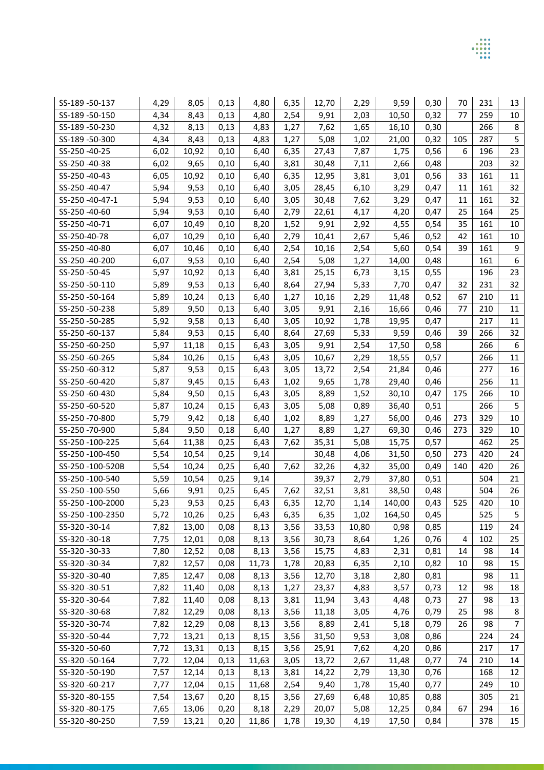| | | | | | | | | | | | | |
|---|---|---|---|---|---|---|---|---|---|---|---|---|
| SS-189 -50-137 | 4,29 | 8,05 | 0,13 | 4,80 | 6,35 | 12,70 | 2,29 | 9,59 | 0,30 | 70 | 231 | 13 |
| SS-189 -50-150 | 4,34 | 8,43 | 0,13 | 4,80 | 2,54 | 9,91 | 2,03 | 10,50 | 0,32 | 77 | 259 | 10 |
| SS-189 -50-230 | 4,32 | 8,13 | 0,13 | 4,83 | 1,27 | 7,62 | 1,65 | 16,10 | 0,30 | | 266 | 8 |
| SS-189 -50-300 | 4,34 | 8,43 | 0,13 | 4,83 | 1,27 | 5,08 | 1,02 | 21,00 | 0,32 | 105 | 287 | 5 |
| SS-250 -40-25 | 6,02 | 10,92 | 0,10 | 6,40 | 6,35 | 27,43 | 7,87 | 1,75 | 0,56 | 6 | 196 | 23 |
| SS-250 -40-38 | 6,02 | 9,65 | 0,10 | 6,40 | 3,81 | 30,48 | 7,11 | 2,66 | 0,48 | | 203 | 32 |
| SS-250 -40-43 | 6,05 | 10,92 | 0,10 | 6,40 | 6,35 | 12,95 | 3,81 | 3,01 | 0,56 | 33 | 161 | 11 |
| SS-250 -40-47 | 5,94 | 9,53 | 0,10 | 6,40 | 3,05 | 28,45 | 6,10 | 3,29 | 0,47 | 11 | 161 | 32 |
| SS-250 -40-47-1 | 5,94 | 9,53 | 0,10 | 6,40 | 3,05 | 30,48 | 7,62 | 3,29 | 0,47 | 11 | 161 | 32 |
| SS-250 -40-60 | 5,94 | 9,53 | 0,10 | 6,40 | 2,79 | 22,61 | 4,17 | 4,20 | 0,47 | 25 | 164 | 25 |
| SS-250 -40-71 | 6,07 | 10,49 | 0,10 | 8,20 | 1,52 | 9,91 | 2,92 | 4,55 | 0,54 | 35 | 161 | 10 |
| SS-250-40-78 | 6,07 | 10,29 | 0,10 | 6,40 | 2,79 | 10,41 | 2,67 | 5,46 | 0,52 | 42 | 161 | 10 |
| SS-250 -40-80 | 6,07 | 10,46 | 0,10 | 6,40 | 2,54 | 10,16 | 2,54 | 5,60 | 0,54 | 39 | 161 | 9 |
| SS-250 -40-200 | 6,07 | 9,53 | 0,10 | 6,40 | 2,54 | 5,08 | 1,27 | 14,00 | 0,48 | | 161 | 6 |
| SS-250 -50-45 | 5,97 | 10,92 | 0,13 | 6,40 | 3,81 | 25,15 | 6,73 | 3,15 | 0,55 | | 196 | 23 |
| SS-250 -50-110 | 5,89 | 9,53 | 0,13 | 6,40 | 8,64 | 27,94 | 5,33 | 7,70 | 0,47 | 32 | 231 | 32 |
| SS-250 -50-164 | 5,89 | 10,24 | 0,13 | 6,40 | 1,27 | 10,16 | 2,29 | 11,48 | 0,52 | 67 | 210 | 11 |
| SS-250 -50-238 | 5,89 | 9,50 | 0,13 | 6,40 | 3,05 | 9,91 | 2,16 | 16,66 | 0,46 | 77 | 210 | 11 |
| SS-250 -50-285 | 5,92 | 9,58 | 0,13 | 6,40 | 3,05 | 10,92 | 1,78 | 19,95 | 0,47 | | 217 | 11 |
| SS-250 -60-137 | 5,84 | 9,53 | 0,15 | 6,40 | 8,64 | 27,69 | 5,33 | 9,59 | 0,46 | 39 | 266 | 32 |
| SS-250 -60-250 | 5,97 | 11,18 | 0,15 | 6,43 | 3,05 | 9,91 | 2,54 | 17,50 | 0,58 | | 266 | 6 |
| SS-250 -60-265 | 5,84 | 10,26 | 0,15 | 6,43 | 3,05 | 10,67 | 2,29 | 18,55 | 0,57 | | 266 | 11 |
| SS-250 -60-312 | 5,87 | 9,53 | 0,15 | 6,43 | 3,05 | 13,72 | 2,54 | 21,84 | 0,46 | | 277 | 16 |
| SS-250 -60-420 | 5,87 | 9,45 | 0,15 | 6,43 | 1,02 | 9,65 | 1,78 | 29,40 | 0,46 | | 256 | 11 |
| SS-250 -60-430 | 5,84 | 9,50 | 0,15 | 6,43 | 3,05 | 8,89 | 1,52 | 30,10 | 0,47 | 175 | 266 | 10 |
| SS-250 -60-520 | 5,87 | 10,24 | 0,15 | 6,43 | 3,05 | 5,08 | 0,89 | 36,40 | 0,51 | | 266 | 5 |
| SS-250 -70-800 | 5,79 | 9,42 | 0,18 | 6,40 | 1,02 | 8,89 | 1,27 | 56,00 | 0,46 | 273 | 329 | 10 |
| SS-250 -70-900 | 5,84 | 9,50 | 0,18 | 6,40 | 1,27 | 8,89 | 1,27 | 69,30 | 0,46 | 273 | 329 | 10 |
| SS-250 -100-225 | 5,64 | 11,38 | 0,25 | 6,43 | 7,62 | 35,31 | 5,08 | 15,75 | 0,57 | | 462 | 25 |
| SS-250 -100-450 | 5,54 | 10,54 | 0,25 | 9,14 | | 30,48 | 4,06 | 31,50 | 0,50 | 273 | 420 | 24 |
| SS-250 -100-520B | 5,54 | 10,24 | 0,25 | 6,40 | 7,62 | 32,26 | 4,32 | 35,00 | 0,49 | 140 | 420 | 26 |
| SS-250 -100-540 | 5,59 | 10,54 | 0,25 | 9,14 | | 39,37 | 2,79 | 37,80 | 0,51 | | 504 | 21 |
| SS-250 -100-550 | 5,66 | 9,91 | 0,25 | 6,45 | 7,62 | 32,51 | 3,81 | 38,50 | 0,48 | | 504 | 26 |
| SS-250 -100-2000 | 5,23 | 9,53 | 0,25 | 6,43 | 6,35 | 12,70 | 1,14 | 140,00 | 0,43 | 525 | 420 | 10 |
| SS-250 -100-2350 | 5,72 | 10,26 | 0,25 | 6,43 | 6,35 | 6,35 | 1,02 | 164,50 | 0,45 | | 525 | 5 |
| SS-320 -30-14 | 7,82 | 13,00 | 0,08 | 8,13 | 3,56 | 33,53 | 10,80 | 0,98 | 0,85 | | 119 | 24 |
| SS-320 -30-18 | 7,75 | 12,01 | 0,08 | 8,13 | 3,56 | 30,73 | 8,64 | 1,26 | 0,76 | 4 | 102 | 25 |
| SS-320 -30-33 | 7,80 | 12,52 | 0,08 | 8,13 | 3,56 | 15,75 | 4,83 | 2,31 | 0,81 | 14 | 98 | 14 |
| SS-320 -30-34 | 7,82 | 12,57 | 0,08 | 11,73 | 1,78 | 20,83 | 6,35 | 2,10 | 0,82 | 10 | 98 | 15 |
| SS-320 -30-40 | 7,85 | 12,47 | 0,08 | 8,13 | 3,56 | 12,70 | 3,18 | 2,80 | 0,81 | | 98 | 11 |
| SS-320 -30-51 | 7,82 | 11,40 | 0,08 | 8,13 | 1,27 | 23,37 | 4,83 | 3,57 | 0,73 | 12 | 98 | 18 |
| SS-320 -30-64 | 7,82 | 11,40 | 0,08 | 8,13 | 3,81 | 11,94 | 3,43 | 4,48 | 0,73 | 27 | 98 | 13 |
| SS-320 -30-68 | 7,82 | 12,29 | 0,08 | 8,13 | 3,56 | 11,18 | 3,05 | 4,76 | 0,79 | 25 | 98 | 8 |
| SS-320 -30-74 | 7,82 | 12,29 | 0,08 | 8,13 | 3,56 | 8,89 | 2,41 | 5,18 | 0,79 | 26 | 98 | 7 |
| SS-320 -50-44 | 7,72 | 13,21 | 0,13 | 8,15 | 3,56 | 31,50 | 9,53 | 3,08 | 0,86 | | 224 | 24 |
| SS-320 -50-60 | 7,72 | 13,31 | 0,13 | 8,15 | 3,56 | 25,91 | 7,62 | 4,20 | 0,86 | | 217 | 17 |
| SS-320 -50-164 | 7,72 | 12,04 | 0,13 | 11,63 | 3,05 | 13,72 | 2,67 | 11,48 | 0,77 | 74 | 210 | 14 |
| SS-320 -50-190 | 7,57 | 12,14 | 0,13 | 8,13 | 3,81 | 14,22 | 2,79 | 13,30 | 0,76 | | 168 | 12 |
| SS-320 -60-217 | 7,77 | 12,04 | 0,15 | 11,68 | 2,54 | 9,40 | 1,78 | 15,40 | 0,77 | | 249 | 10 |
| SS-320 -80-155 | 7,54 | 13,67 | 0,20 | 8,15 | 3,56 | 27,69 | 6,48 | 10,85 | 0,88 | | 305 | 21 |
| SS-320 -80-175 | 7,65 | 13,06 | 0,20 | 8,18 | 2,29 | 20,07 | 5,08 | 12,25 | 0,84 | 67 | 294 | 16 |
| SS-320 -80-250 | 7,59 | 13,21 | 0,20 | 11,86 | 1,78 | 19,30 | 4,19 | 17,50 | 0,84 | | 378 | 15 |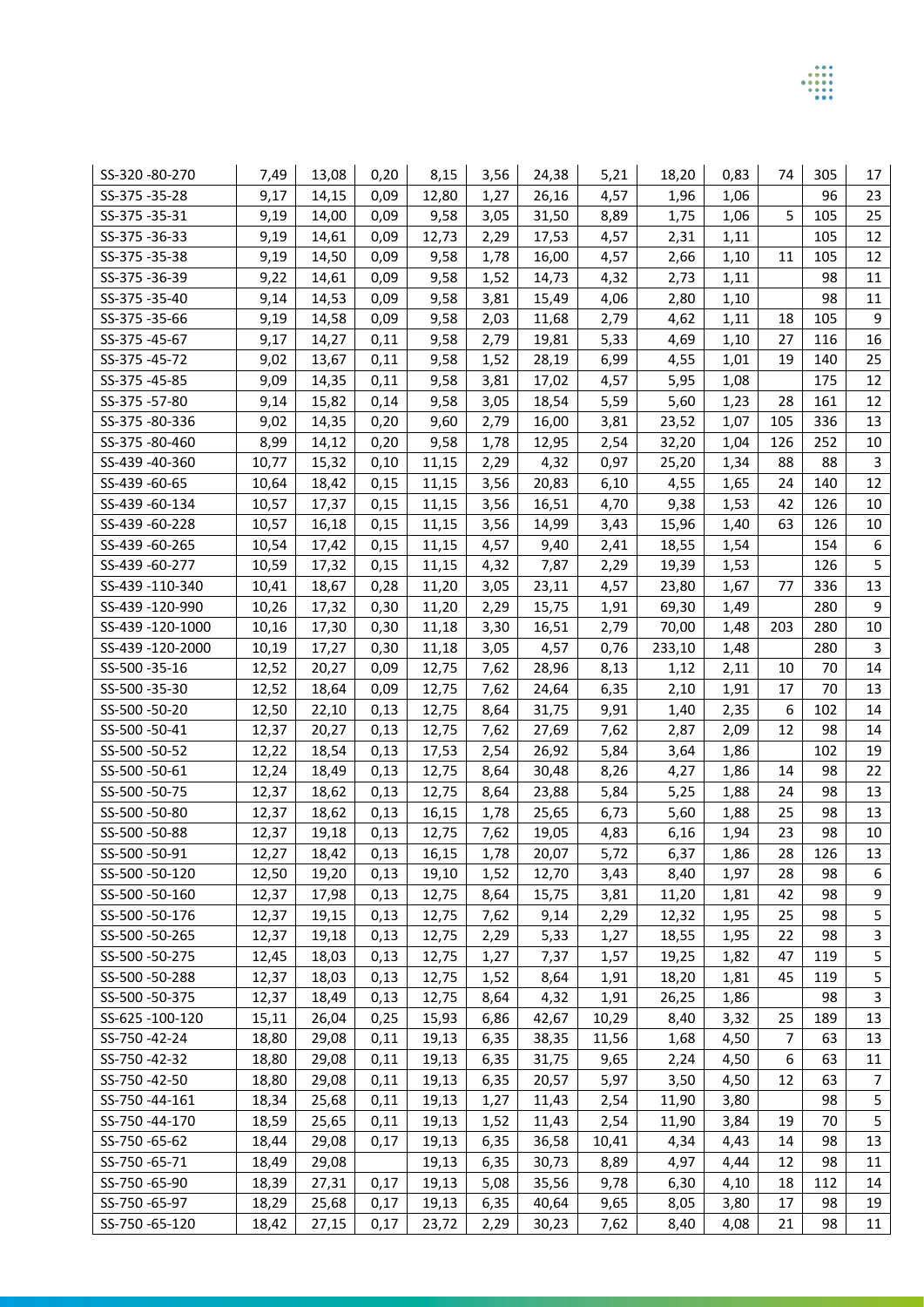| | | | | | | | | | | | | |
|---|---|---|---|---|---|---|---|---|---|---|---|---|
| SS-320 -80-270 | 7,49 | 13,08 | 0,20 | 8,15 | 3,56 | 24,38 | 5,21 | 18,20 | 0,83 | 74 | 305 | 17 |
| SS-375 -35-28 | 9,17 | 14,15 | 0,09 | 12,80 | 1,27 | 26,16 | 4,57 | 1,96 | 1,06 | | 96 | 23 |
| SS-375 -35-31 | 9,19 | 14,00 | 0,09 | 9,58 | 3,05 | 31,50 | 8,89 | 1,75 | 1,06 | 5 | 105 | 25 |
| SS-375 -36-33 | 9,19 | 14,61 | 0,09 | 12,73 | 2,29 | 17,53 | 4,57 | 2,31 | 1,11 | | 105 | 12 |
| SS-375 -35-38 | 9,19 | 14,50 | 0,09 | 9,58 | 1,78 | 16,00 | 4,57 | 2,66 | 1,10 | 11 | 105 | 12 |
| SS-375 -36-39 | 9,22 | 14,61 | 0,09 | 9,58 | 1,52 | 14,73 | 4,32 | 2,73 | 1,11 | | 98 | 11 |
| SS-375 -35-40 | 9,14 | 14,53 | 0,09 | 9,58 | 3,81 | 15,49 | 4,06 | 2,80 | 1,10 | | 98 | 11 |
| SS-375 -35-66 | 9,19 | 14,58 | 0,09 | 9,58 | 2,03 | 11,68 | 2,79 | 4,62 | 1,11 | 18 | 105 | 9 |
| SS-375 -45-67 | 9,17 | 14,27 | 0,11 | 9,58 | 2,79 | 19,81 | 5,33 | 4,69 | 1,10 | 27 | 116 | 16 |
| SS-375 -45-72 | 9,02 | 13,67 | 0,11 | 9,58 | 1,52 | 28,19 | 6,99 | 4,55 | 1,01 | 19 | 140 | 25 |
| SS-375 -45-85 | 9,09 | 14,35 | 0,11 | 9,58 | 3,81 | 17,02 | 4,57 | 5,95 | 1,08 | | 175 | 12 |
| SS-375 -57-80 | 9,14 | 15,82 | 0,14 | 9,58 | 3,05 | 18,54 | 5,59 | 5,60 | 1,23 | 28 | 161 | 12 |
| SS-375 -80-336 | 9,02 | 14,35 | 0,20 | 9,60 | 2,79 | 16,00 | 3,81 | 23,52 | 1,07 | 105 | 336 | 13 |
| SS-375 -80-460 | 8,99 | 14,12 | 0,20 | 9,58 | 1,78 | 12,95 | 2,54 | 32,20 | 1,04 | 126 | 252 | 10 |
| SS-439 -40-360 | 10,77 | 15,32 | 0,10 | 11,15 | 2,29 | 4,32 | 0,97 | 25,20 | 1,34 | 88 | 88 | 3 |
| SS-439 -60-65 | 10,64 | 18,42 | 0,15 | 11,15 | 3,56 | 20,83 | 6,10 | 4,55 | 1,65 | 24 | 140 | 12 |
| SS-439 -60-134 | 10,57 | 17,37 | 0,15 | 11,15 | 3,56 | 16,51 | 4,70 | 9,38 | 1,53 | 42 | 126 | 10 |
| SS-439 -60-228 | 10,57 | 16,18 | 0,15 | 11,15 | 3,56 | 14,99 | 3,43 | 15,96 | 1,40 | 63 | 126 | 10 |
| SS-439 -60-265 | 10,54 | 17,42 | 0,15 | 11,15 | 4,57 | 9,40 | 2,41 | 18,55 | 1,54 | | 154 | 6 |
| SS-439 -60-277 | 10,59 | 17,32 | 0,15 | 11,15 | 4,32 | 7,87 | 2,29 | 19,39 | 1,53 | | 126 | 5 |
| SS-439 -110-340 | 10,41 | 18,67 | 0,28 | 11,20 | 3,05 | 23,11 | 4,57 | 23,80 | 1,67 | 77 | 336 | 13 |
| SS-439 -120-990 | 10,26 | 17,32 | 0,30 | 11,20 | 2,29 | 15,75 | 1,91 | 69,30 | 1,49 | | 280 | 9 |
| SS-439 -120-1000 | 10,16 | 17,30 | 0,30 | 11,18 | 3,30 | 16,51 | 2,79 | 70,00 | 1,48 | 203 | 280 | 10 |
| SS-439 -120-2000 | 10,19 | 17,27 | 0,30 | 11,18 | 3,05 | 4,57 | 0,76 | 233,10 | 1,48 | | 280 | 3 |
| SS-500 -35-16 | 12,52 | 20,27 | 0,09 | 12,75 | 7,62 | 28,96 | 8,13 | 1,12 | 2,11 | 10 | 70 | 14 |
| SS-500 -35-30 | 12,52 | 18,64 | 0,09 | 12,75 | 7,62 | 24,64 | 6,35 | 2,10 | 1,91 | 17 | 70 | 13 |
| SS-500 -50-20 | 12,50 | 22,10 | 0,13 | 12,75 | 8,64 | 31,75 | 9,91 | 1,40 | 2,35 | 6 | 102 | 14 |
| SS-500 -50-41 | 12,37 | 20,27 | 0,13 | 12,75 | 7,62 | 27,69 | 7,62 | 2,87 | 2,09 | 12 | 98 | 14 |
| SS-500 -50-52 | 12,22 | 18,54 | 0,13 | 17,53 | 2,54 | 26,92 | 5,84 | 3,64 | 1,86 | | 102 | 19 |
| SS-500 -50-61 | 12,24 | 18,49 | 0,13 | 12,75 | 8,64 | 30,48 | 8,26 | 4,27 | 1,86 | 14 | 98 | 22 |
| SS-500 -50-75 | 12,37 | 18,62 | 0,13 | 12,75 | 8,64 | 23,88 | 5,84 | 5,25 | 1,88 | 24 | 98 | 13 |
| SS-500 -50-80 | 12,37 | 18,62 | 0,13 | 16,15 | 1,78 | 25,65 | 6,73 | 5,60 | 1,88 | 25 | 98 | 13 |
| SS-500 -50-88 | 12,37 | 19,18 | 0,13 | 12,75 | 7,62 | 19,05 | 4,83 | 6,16 | 1,94 | 23 | 98 | 10 |
| SS-500 -50-91 | 12,27 | 18,42 | 0,13 | 16,15 | 1,78 | 20,07 | 5,72 | 6,37 | 1,86 | 28 | 126 | 13 |
| SS-500 -50-120 | 12,50 | 19,20 | 0,13 | 19,10 | 1,52 | 12,70 | 3,43 | 8,40 | 1,97 | 28 | 98 | 6 |
| SS-500 -50-160 | 12,37 | 17,98 | 0,13 | 12,75 | 8,64 | 15,75 | 3,81 | 11,20 | 1,81 | 42 | 98 | 9 |
| SS-500 -50-176 | 12,37 | 19,15 | 0,13 | 12,75 | 7,62 | 9,14 | 2,29 | 12,32 | 1,95 | 25 | 98 | 5 |
| SS-500 -50-265 | 12,37 | 19,18 | 0,13 | 12,75 | 2,29 | 5,33 | 1,27 | 18,55 | 1,95 | 22 | 98 | 3 |
| SS-500 -50-275 | 12,45 | 18,03 | 0,13 | 12,75 | 1,27 | 7,37 | 1,57 | 19,25 | 1,82 | 47 | 119 | 5 |
| SS-500 -50-288 | 12,37 | 18,03 | 0,13 | 12,75 | 1,52 | 8,64 | 1,91 | 18,20 | 1,81 | 45 | 119 | 5 |
| SS-500 -50-375 | 12,37 | 18,49 | 0,13 | 12,75 | 8,64 | 4,32 | 1,91 | 26,25 | 1,86 | | 98 | 3 |
| SS-625 -100-120 | 15,11 | 26,04 | 0,25 | 15,93 | 6,86 | 42,67 | 10,29 | 8,40 | 3,32 | 25 | 189 | 13 |
| SS-750 -42-24 | 18,80 | 29,08 | 0,11 | 19,13 | 6,35 | 38,35 | 11,56 | 1,68 | 4,50 | 7 | 63 | 13 |
| SS-750 -42-32 | 18,80 | 29,08 | 0,11 | 19,13 | 6,35 | 31,75 | 9,65 | 2,24 | 4,50 | 6 | 63 | 11 |
| SS-750 -42-50 | 18,80 | 29,08 | 0,11 | 19,13 | 6,35 | 20,57 | 5,97 | 3,50 | 4,50 | 12 | 63 | 7 |
| SS-750 -44-161 | 18,34 | 25,68 | 0,11 | 19,13 | 1,27 | 11,43 | 2,54 | 11,90 | 3,80 | | 98 | 5 |
| SS-750 -44-170 | 18,59 | 25,65 | 0,11 | 19,13 | 1,52 | 11,43 | 2,54 | 11,90 | 3,84 | 19 | 70 | 5 |
| SS-750 -65-62 | 18,44 | 29,08 | 0,17 | 19,13 | 6,35 | 36,58 | 10,41 | 4,34 | 4,43 | 14 | 98 | 13 |
| SS-750 -65-71 | 18,49 | 29,08 | | 19,13 | 6,35 | 30,73 | 8,89 | 4,97 | 4,44 | 12 | 98 | 11 |
| SS-750 -65-90 | 18,39 | 27,31 | 0,17 | 19,13 | 5,08 | 35,56 | 9,78 | 6,30 | 4,10 | 18 | 112 | 14 |
| SS-750 -65-97 | 18,29 | 25,68 | 0,17 | 19,13 | 6,35 | 40,64 | 9,65 | 8,05 | 3,80 | 17 | 98 | 19 |
| SS-750 -65-120 | 18,42 | 27,15 | 0,17 | 23,72 | 2,29 | 30,23 | 7,62 | 8,40 | 4,08 | 21 | 98 | 11 |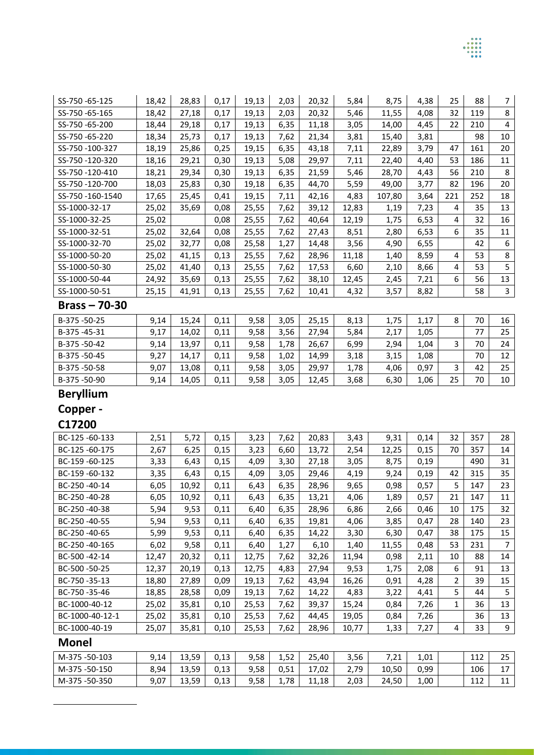| SS-750 -65-125 | 18,42 | 28,83 | 0,17 | 19,13 | 2,03 | 20,32 | 5,84 | 8,75 | 4,38 | 25 | 88 | 7 |
|---|---|---|---|---|---|---|---|---|---|---|---|---|
| SS-750 -65-165 | 18,42 | 27,18 | 0,17 | 19,13 | 2,03 | 20,32 | 5,46 | 11,55 | 4,08 | 32 | 119 | 8 |
| SS-750 -65-200 | 18,44 | 29,18 | 0,17 | 19,13 | 6,35 | 11,18 | 3,05 | 14,00 | 4,45 | 22 | 210 | 4 |
| SS-750 -65-220 | 18,34 | 25,73 | 0,17 | 19,13 | 7,62 | 21,34 | 3,81 | 15,40 | 3,81 | | 98 | 10 |
| SS-750 -100-327 | 18,19 | 25,86 | 0,25 | 19,15 | 6,35 | 43,18 | 7,11 | 22,89 | 3,79 | 47 | 161 | 20 |
| SS-750 -120-320 | 18,16 | 29,21 | 0,30 | 19,13 | 5,08 | 29,97 | 7,11 | 22,40 | 4,40 | 53 | 186 | 11 |
| SS-750 -120-410 | 18,21 | 29,34 | 0,30 | 19,13 | 6,35 | 21,59 | 5,46 | 28,70 | 4,43 | 56 | 210 | 8 |
| SS-750 -120-700 | 18,03 | 25,83 | 0,30 | 19,18 | 6,35 | 44,70 | 5,59 | 49,00 | 3,77 | 82 | 196 | 20 |
| SS-750 -160-1540 | 17,65 | 25,45 | 0,41 | 19,15 | 7,11 | 42,16 | 4,83 | 107,80 | 3,64 | 221 | 252 | 18 |
| SS-1000-32-17 | 25,02 | 35,69 | 0,08 | 25,55 | 7,62 | 39,12 | 12,83 | 1,19 | 7,23 | 4 | 35 | 13 |
| SS-1000-32-25 | 25,02 | | 0,08 | 25,55 | 7,62 | 40,64 | 12,19 | 1,75 | 6,53 | 4 | 32 | 16 |
| SS-1000-32-51 | 25,02 | 32,64 | 0,08 | 25,55 | 7,62 | 27,43 | 8,51 | 2,80 | 6,53 | 6 | 35 | 11 |
| SS-1000-32-70 | 25,02 | 32,77 | 0,08 | 25,58 | 1,27 | 14,48 | 3,56 | 4,90 | 6,55 | | 42 | 6 |
| SS-1000-50-20 | 25,02 | 41,15 | 0,13 | 25,55 | 7,62 | 28,96 | 11,18 | 1,40 | 8,59 | 4 | 53 | 8 |
| SS-1000-50-30 | 25,02 | 41,40 | 0,13 | 25,55 | 7,62 | 17,53 | 6,60 | 2,10 | 8,66 | 4 | 53 | 5 |
| SS-1000-50-44 | 24,92 | 35,69 | 0,13 | 25,55 | 7,62 | 38,10 | 12,45 | 2,45 | 7,21 | 6 | 56 | 13 |
| SS-1000-50-51 | 25,15 | 41,91 | 0,13 | 25,55 | 7,62 | 10,41 | 4,32 | 3,57 | 8,82 | | 58 | 3 |

## Brass – 70-30

| B-375 -50-25 | 9,14 | 15,24 | 0,11 | 9,58 | 3,05 | 25,15 | 8,13 | 1,75 | 1,17 | 8 | 70 | 16 |
|---|---|---|---|---|---|---|---|---|---|---|---|---|
| B-375 -45-31 | 9,17 | 14,02 | 0,11 | 9,58 | 3,56 | 27,94 | 5,84 | 2,17 | 1,05 | | 77 | 25 |
| B-375 -50-42 | 9,14 | 13,97 | 0,11 | 9,58 | 1,78 | 26,67 | 6,99 | 2,94 | 1,04 | 3 | 70 | 24 |
| B-375 -50-45 | 9,27 | 14,17 | 0,11 | 9,58 | 1,02 | 14,99 | 3,18 | 3,15 | 1,08 | | 70 | 12 |
| B-375 -50-58 | 9,07 | 13,08 | 0,11 | 9,58 | 3,05 | 29,97 | 1,78 | 4,06 | 0,97 | 3 | 42 | 25 |
| B-375 -50-90 | 9,14 | 14,05 | 0,11 | 9,58 | 3,05 | 12,45 | 3,68 | 6,30 | 1,06 | 25 | 70 | 10 |

## Beryllium Copper - C17200

| BC-125 -60-133 | 2,51 | 5,72 | 0,15 | 3,23 | 7,62 | 20,83 | 3,43 | 9,31 | 0,14 | 32 | 357 | 28 |
|---|---|---|---|---|---|---|---|---|---|---|---|---|
| BC-125 -60-175 | 2,67 | 6,25 | 0,15 | 3,23 | 6,60 | 13,72 | 2,54 | 12,25 | 0,15 | 70 | 357 | 14 |
| BC-159 -60-125 | 3,33 | 6,43 | 0,15 | 4,09 | 3,30 | 27,18 | 3,05 | 8,75 | 0,19 | | 490 | 31 |
| BC-159 -60-132 | 3,35 | 6,43 | 0,15 | 4,09 | 3,05 | 29,46 | 4,19 | 9,24 | 0,19 | 42 | 315 | 35 |
| BC-250 -40-14 | 6,05 | 10,92 | 0,11 | 6,43 | 6,35 | 28,96 | 9,65 | 0,98 | 0,57 | 5 | 147 | 23 |
| BC-250 -40-28 | 6,05 | 10,92 | 0,11 | 6,43 | 6,35 | 13,21 | 4,06 | 1,89 | 0,57 | 21 | 147 | 11 |
| BC-250 -40-38 | 5,94 | 9,53 | 0,11 | 6,40 | 6,35 | 28,96 | 6,86 | 2,66 | 0,46 | 10 | 175 | 32 |
| BC-250 -40-55 | 5,94 | 9,53 | 0,11 | 6,40 | 6,35 | 19,81 | 4,06 | 3,85 | 0,47 | 28 | 140 | 23 |
| BC-250 -40-65 | 5,99 | 9,53 | 0,11 | 6,40 | 6,35 | 14,22 | 3,30 | 6,30 | 0,47 | 38 | 175 | 15 |
| BC-250 -40-165 | 6,02 | 9,58 | 0,11 | 6,40 | 1,27 | 6,10 | 1,40 | 11,55 | 0,48 | 53 | 231 | 7 |
| BC-500 -42-14 | 12,47 | 20,32 | 0,11 | 12,75 | 7,62 | 32,26 | 11,94 | 0,98 | 2,11 | 10 | 88 | 14 |
| BC-500 -50-25 | 12,37 | 20,19 | 0,13 | 12,75 | 4,83 | 27,94 | 9,53 | 1,75 | 2,08 | 6 | 91 | 13 |
| BC-750 -35-13 | 18,80 | 27,89 | 0,09 | 19,13 | 7,62 | 43,94 | 16,26 | 0,91 | 4,28 | 2 | 39 | 15 |
| BC-750 -35-46 | 18,85 | 28,58 | 0,09 | 19,13 | 7,62 | 14,22 | 4,83 | 3,22 | 4,41 | 5 | 44 | 5 |
| BC-1000-40-12 | 25,02 | 35,81 | 0,10 | 25,53 | 7,62 | 39,37 | 15,24 | 0,84 | 7,26 | 1 | 36 | 13 |
| BC-1000-40-12-1 | 25,02 | 35,81 | 0,10 | 25,53 | 7,62 | 44,45 | 19,05 | 0,84 | 7,26 | | 36 | 13 |
| BC-1000-40-19 | 25,07 | 35,81 | 0,10 | 25,53 | 7,62 | 28,96 | 10,77 | 1,33 | 7,27 | 4 | 33 | 9 |

## Monel

| M-375 -50-103 | 9,14 | 13,59 | 0,13 | 9,58 | 1,52 | 25,40 | 3,56 | 7,21 | 1,01 | | 112 | 25 |
|---|---|---|---|---|---|---|---|---|---|---|---|---|
| M-375 -50-150 | 8,94 | 13,59 | 0,13 | 9,58 | 0,51 | 17,02 | 2,79 | 10,50 | 0,99 | | 106 | 17 |
| M-375 -50-350 | 9,07 | 13,59 | 0,13 | 9,58 | 1,78 | 11,18 | 2,03 | 24,50 | 1,00 | | 112 | 11 |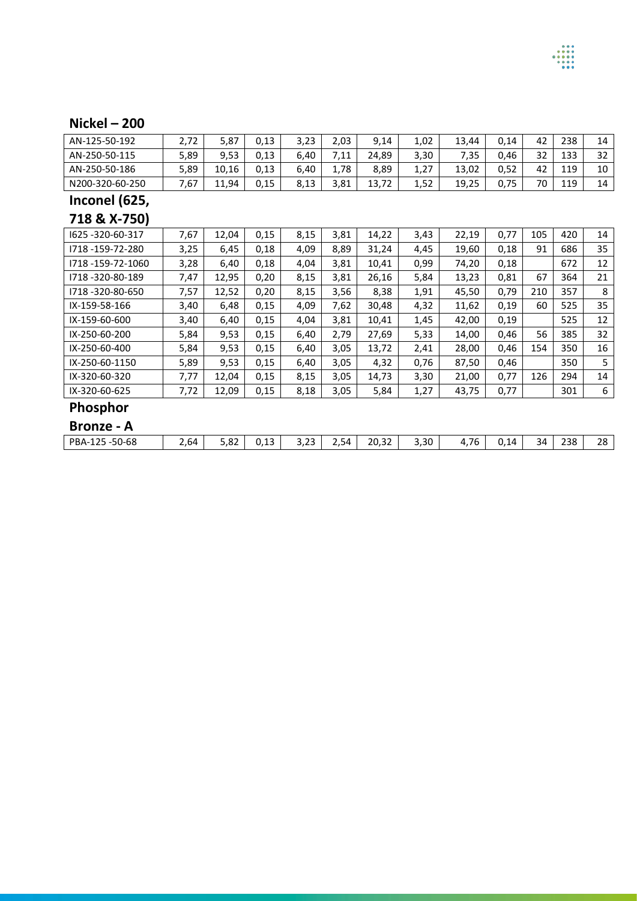## Nickel – 200

| | | | | | | | | | | | | |
|---|---|---|---|---|---|---|---|---|---|---|---|---|
| AN-125-50-192 | 2,72 | 5,87 | 0,13 | 3,23 | 2,03 | 9,14 | 1,02 | 13,44 | 0,14 | 42 | 238 | 14 |
| AN-250-50-115 | 5,89 | 9,53 | 0,13 | 6,40 | 7,11 | 24,89 | 3,30 | 7,35 | 0,46 | 32 | 133 | 32 |
| AN-250-50-186 | 5,89 | 10,16 | 0,13 | 6,40 | 1,78 | 8,89 | 1,27 | 13,02 | 0,52 | 42 | 119 | 10 |
| N200-320-60-250 | 7,67 | 11,94 | 0,15 | 8,13 | 3,81 | 13,72 | 1,52 | 19,25 | 0,75 | 70 | 119 | 14 |

## Inconel (625, 718 & X-750)

| | | | | | | | | | | | | |
|---|---|---|---|---|---|---|---|---|---|---|---|---|
| I625 -320-60-317 | 7,67 | 12,04 | 0,15 | 8,15 | 3,81 | 14,22 | 3,43 | 22,19 | 0,77 | 105 | 420 | 14 |
| I718 -159-72-280 | 3,25 | 6,45 | 0,18 | 4,09 | 8,89 | 31,24 | 4,45 | 19,60 | 0,18 | 91 | 686 | 35 |
| I718 -159-72-1060 | 3,28 | 6,40 | 0,18 | 4,04 | 3,81 | 10,41 | 0,99 | 74,20 | 0,18 | | 672 | 12 |
| I718 -320-80-189 | 7,47 | 12,95 | 0,20 | 8,15 | 3,81 | 26,16 | 5,84 | 13,23 | 0,81 | 67 | 364 | 21 |
| I718 -320-80-650 | 7,57 | 12,52 | 0,20 | 8,15 | 3,56 | 8,38 | 1,91 | 45,50 | 0,79 | 210 | 357 | 8 |
| IX-159-58-166 | 3,40 | 6,48 | 0,15 | 4,09 | 7,62 | 30,48 | 4,32 | 11,62 | 0,19 | 60 | 525 | 35 |
| IX-159-60-600 | 3,40 | 6,40 | 0,15 | 4,04 | 3,81 | 10,41 | 1,45 | 42,00 | 0,19 | | 525 | 12 |
| IX-250-60-200 | 5,84 | 9,53 | 0,15 | 6,40 | 2,79 | 27,69 | 5,33 | 14,00 | 0,46 | 56 | 385 | 32 |
| IX-250-60-400 | 5,84 | 9,53 | 0,15 | 6,40 | 3,05 | 13,72 | 2,41 | 28,00 | 0,46 | 154 | 350 | 16 |
| IX-250-60-1150 | 5,89 | 9,53 | 0,15 | 6,40 | 3,05 | 4,32 | 0,76 | 87,50 | 0,46 | | 350 | 5 |
| IX-320-60-320 | 7,77 | 12,04 | 0,15 | 8,15 | 3,05 | 14,73 | 3,30 | 21,00 | 0,77 | 126 | 294 | 14 |
| IX-320-60-625 | 7,72 | 12,09 | 0,15 | 8,18 | 3,05 | 5,84 | 1,27 | 43,75 | 0,77 | | 301 | 6 |

## Phosphor Bronze - A

| | | | | | | | | | | | | |
|---|---|---|---|---|---|---|---|---|---|---|---|---|
| PBA-125 -50-68 | 2,64 | 5,82 | 0,13 | 3,23 | 2,54 | 20,32 | 3,30 | 4,76 | 0,14 | 34 | 238 | 28 |